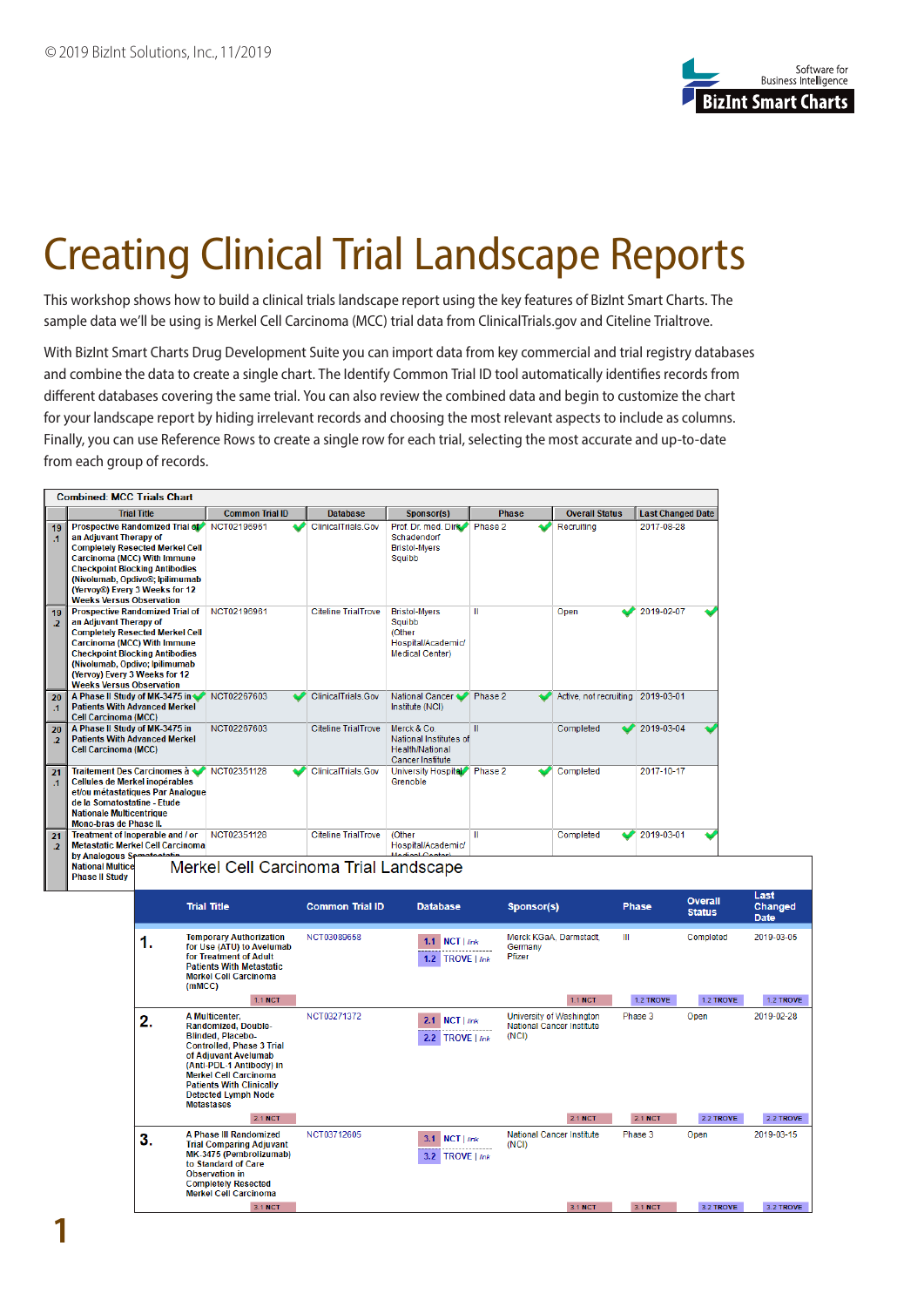© 2019 BizInt Solutions, Inc., 11/2019

# Creating Clinical Trial Landscape Reports

This workshop shows how to build a clinical trials landscape report using the key features of BizInt Smart Charts. The sample data we'll be using is Merkel Cell Carcinoma (MCC) trial data from ClinicalTrials.gov and Citeline Trialtrove.

With BizInt Smart Charts Drug Development Suite you can import data from key commercial and trial registry databases and combine the data to create a single chart. The Identify Common Trial ID tool automatically identifies records from different databases covering the same trial. You can also review the combined data and begin to customize the chart for your landscape report by hiding irrelevant records and choosing the most relevant aspects to include as columns. Finally, you can use Reference Rows to create a single row for each trial, selecting the most accurate and up-to-date from each group of records.

**Combined: MCC Trials Chart**

| | Trial Title | Common Trial ID | Database | Sponsor(s) | Phase | Overall Status | Last Changed Date |
|---|---|---|---|---|---|---|---|
| 19.1 | Prospective Randomized Trial of an Adjuvant Therapy of Completely Resected Merkel Cell Carcinoma (MCC) With Immune Checkpoint Blocking Antibodies (Nivolumab, Opdivo®; Ipilimumab (Yervoy®) Every 3 Weeks for 12 Weeks Versus Observation | NCT02196961 | ClinicalTrials.Gov | Prof. Dr. med. Dirk Schadendorf<br>Bristol-Myers Squibb | Phase 2 | Recruiting | 2017-08-28 |
| 19.2 | Prospective Randomized Trial of an Adjuvant Therapy of Completely Resected Merkel Cell Carcinoma (MCC) With Immune Checkpoint Blocking Antibodies (Nivolumab, Opdivo; Ipilimumab (Yervoy) Every 3 Weeks for 12 Weeks Versus Observation | NCT02196961 | Citeline TrialTrove | Bristol-Myers Squibb<br>(Other Hospital/Academic/ Medical Center) | II | Open | 2019-02-07 |
| 20.1 | A Phase II Study of MK-3475 in Patients With Advanced Merkel Cell Carcinoma (MCC) | NCT02267603 | ClinicalTrials.Gov | National Cancer Institute (NCI) | Phase 2 | Active, not recruiting | 2019-03-01 |
| 20.2 | A Phase II Study of MK-3475 in Patients With Advanced Merkel Cell Carcinoma (MCC) | NCT02267603 | Citeline TrialTrove | Merck & Co<br>National Institutes of Health/National Cancer Institute | II | Completed | 2019-03-04 |
| 21.1 | Traitement Des Carcinomes à Cellules de Merkel inopérables et/ou métastatiques Par Analogue de la Somatostatine - Etude Nationale Multicentrique Mono-bras de Phase II. | NCT02351128 | ClinicalTrials.Gov | University Hospital, Grenoble | Phase 2 | Completed | 2017-10-17 |
| 21.2 | Treatment of Inoperable and / or Metastatic Merkel Cell Carcinoma by Analogous Somatostatin National Multice... Phase II Study | NCT02351128 | Citeline TrialTrove | (Other Hospital/Academic/ Medical Center) | II | Completed | 2019-03-01 |

**Merkel Cell Carcinoma Trial Landscape**

| | Trial Title | Common Trial ID | Database | Sponsor(s) | Phase | Overall Status | Last Changed Date |
|---|---|---|---|---|---|---|---|
| 1. | Temporary Authorization for Use (ATU) to Avelumab for Treatment of Adult Patients With Metastatic Merkel Cell Carcinoma (mMCC) [1.1 NCT] | NCT03089658 | 1.1 NCT \| link<br>1.2 TROVE \| link | Merck KGaA, Darmstadt, Germany<br>Pfizer [1.1 NCT] | III [1.2 TROVE] | Completed [1.2 TROVE] | 2019-03-05 [1.2 TROVE] |
| 2. | A Multicenter, Randomized, Double-Blinded, Placebo-Controlled, Phase 3 Trial of Adjuvant Avelumab (Anti-PDL-1 Antibody) in Merkel Cell Carcinoma Patients With Clinically Detected Lymph Node Metastases [2.1 NCT] | NCT03271372 | 2.1 NCT \| link<br>2.2 TROVE \| link | University of Washington<br>National Cancer Institute (NCI) [2.1 NCT] | Phase 3 [2.1 NCT] | Open [2.2 TROVE] | 2019-02-28 [2.2 TROVE] |
| 3. | A Phase III Randomized Trial Comparing Adjuvant MK-3475 (Pembrolizumab) to Standard of Care Observation in Completely Resected Merkel Cell Carcinoma [3.1 NCT] | NCT03712605 | 3.1 NCT \| link<br>3.2 TROVE \| link | National Cancer Institute (NCI) [3.1 NCT] | Phase 3 [3.1 NCT] | Open [3.2 TROVE] | 2019-03-15 [3.2 TROVE] |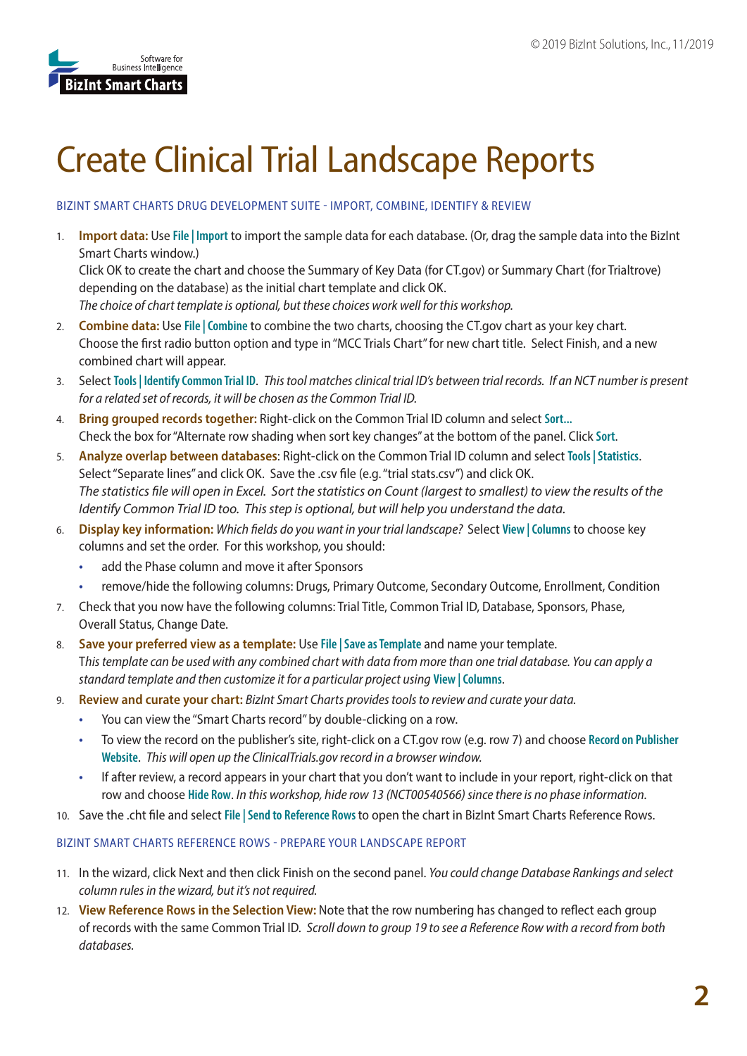# Create Clinical Trial Landscape Reports

BIZINT SMART CHARTS DRUG DEVELOPMENT SUITE - IMPORT, COMBINE, IDENTIFY & REVIEW

1. **Import data:** Use **File | Import** to import the sample data for each database. (Or, drag the sample data into the BizInt Smart Charts window.)
   Click OK to create the chart and choose the Summary of Key Data (for CT.gov) or Summary Chart (for Trialtrove) depending on the database) as the initial chart template and click OK.
   *The choice of chart template is optional, but these choices work well for this workshop.*
2. **Combine data:** Use **File | Combine** to combine the two charts, choosing the CT.gov chart as your key chart. Choose the first radio button option and type in "MCC Trials Chart" for new chart title. Select Finish, and a new combined chart will appear.
3. Select **Tools | Identify Common Trial ID**. *This tool matches clinical trial ID's between trial records. If an NCT number is present for a related set of records, it will be chosen as the Common Trial ID.*
4. **Bring grouped records together:** Right-click on the Common Trial ID column and select **Sort...**
   Check the box for "Alternate row shading when sort key changes" at the bottom of the panel. Click **Sort**.
5. **Analyze overlap between databases**: Right-click on the Common Trial ID column and select **Tools | Statistics**. Select "Separate lines" and click OK. Save the .csv file (e.g. "trial stats.csv") and click OK.
   *The statistics file will open in Excel. Sort the statistics on Count (largest to smallest) to view the results of the Identify Common Trial ID too. This step is optional, but will help you understand the data.*
6. **Display key information:** *Which fields do you want in your trial landscape?* Select **View | Columns** to choose key columns and set the order. For this workshop, you should:
   - add the Phase column and move it after Sponsors
   - remove/hide the following columns: Drugs, Primary Outcome, Secondary Outcome, Enrollment, Condition
7. Check that you now have the following columns: Trial Title, Common Trial ID, Database, Sponsors, Phase, Overall Status, Change Date.
8. **Save your preferred view as a template:** Use **File | Save as Template** and name your template.
   T*his template can be used with any combined chart with data from more than one trial database. You can apply a standard template and then customize it for a particular project using* **View | Columns**.
9. **Review and curate your chart:** *BizInt Smart Charts provides tools to review and curate your data.*
   - You can view the "Smart Charts record" by double-clicking on a row.
   - To view the record on the publisher's site, right-click on a CT.gov row (e.g. row 7) and choose **Record on Publisher Website**. *This will open up the ClinicalTrials.gov record in a browser window.*
   - If after review, a record appears in your chart that you don't want to include in your report, right-click on that row and choose **Hide Row**. *In this workshop, hide row 13 (NCT00540566) since there is no phase information.*
10. Save the .cht file and select **File | Send to Reference Rows** to open the chart in BizInt Smart Charts Reference Rows.

BIZINT SMART CHARTS REFERENCE ROWS - PREPARE YOUR LANDSCAPE REPORT

11. In the wizard, click Next and then click Finish on the second panel. *You could change Database Rankings and select column rules in the wizard, but it's not required.*
12. **View Reference Rows in the Selection View:** Note that the row numbering has changed to reflect each group of records with the same Common Trial ID. *Scroll down to group 19 to see a Reference Row with a record from both databases.*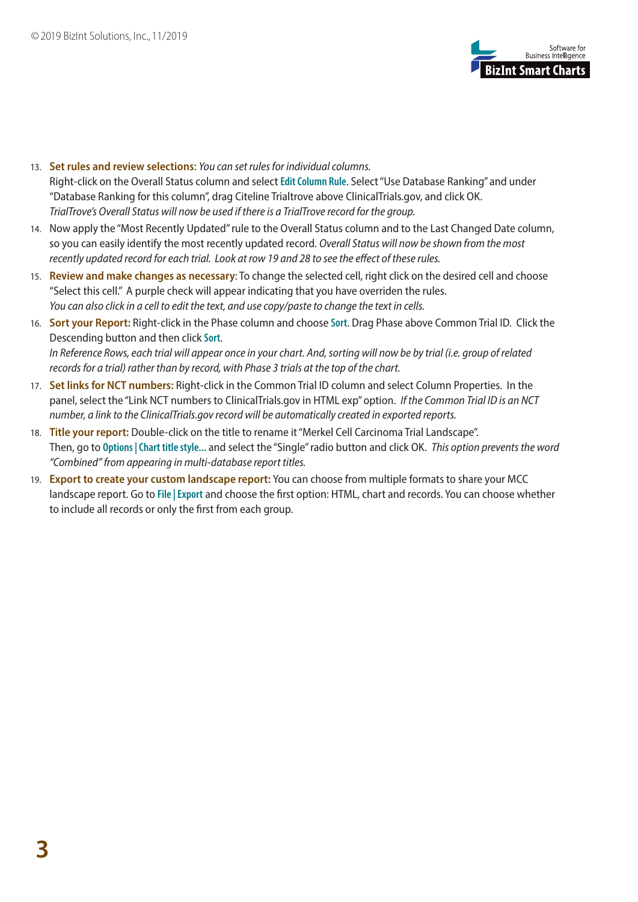13. **Set rules and review selections**: *You can set rules for individual columns.*
    Right-click on the Overall Status column and select **Edit Column Rule**. Select "Use Database Ranking" and under "Database Ranking for this column", drag Citeline Trialtrove above ClinicalTrials.gov, and click OK.
    *TrialTrove's Overall Status will now be used if there is a TrialTrove record for the group.*
14. Now apply the "Most Recently Updated" rule to the Overall Status column and to the Last Changed Date column, so you can easily identify the most recently updated record. *Overall Status will now be shown from the most recently updated record for each trial. Look at row 19 and 28 to see the effect of these rules.*
15. **Review and make changes as necessary**: To change the selected cell, right click on the desired cell and choose "Select this cell." A purple check will appear indicating that you have overriden the rules.
    *You can also click in a cell to edit the text, and use copy/paste to change the text in cells.*
16. **Sort your Report:** Right-click in the Phase column and choose **Sort**. Drag Phase above Common Trial ID. Click the Descending button and then click **Sort**.
    *In Reference Rows, each trial will appear once in your chart. And, sorting will now be by trial (i.e. group of related records for a trial) rather than by record, with Phase 3 trials at the top of the chart.*
17. **Set links for NCT numbers:** Right-click in the Common Trial ID column and select Column Properties. In the panel, select the "Link NCT numbers to ClinicalTrials.gov in HTML exp" option. *If the Common Trial ID is an NCT number, a link to the ClinicalTrials.gov record will be automatically created in exported reports.*
18. **Title your report:** Double-click on the title to rename it "Merkel Cell Carcinoma Trial Landscape".
    Then, go to **Options | Chart title style...** and select the "Single" radio button and click OK. *This option prevents the word "Combined" from appearing in multi-database report titles.*
19. **Export to create your custom landscape report:** You can choose from multiple formats to share your MCC landscape report. Go to **File | Export** and choose the first option: HTML, chart and records. You can choose whether to include all records or only the first from each group.